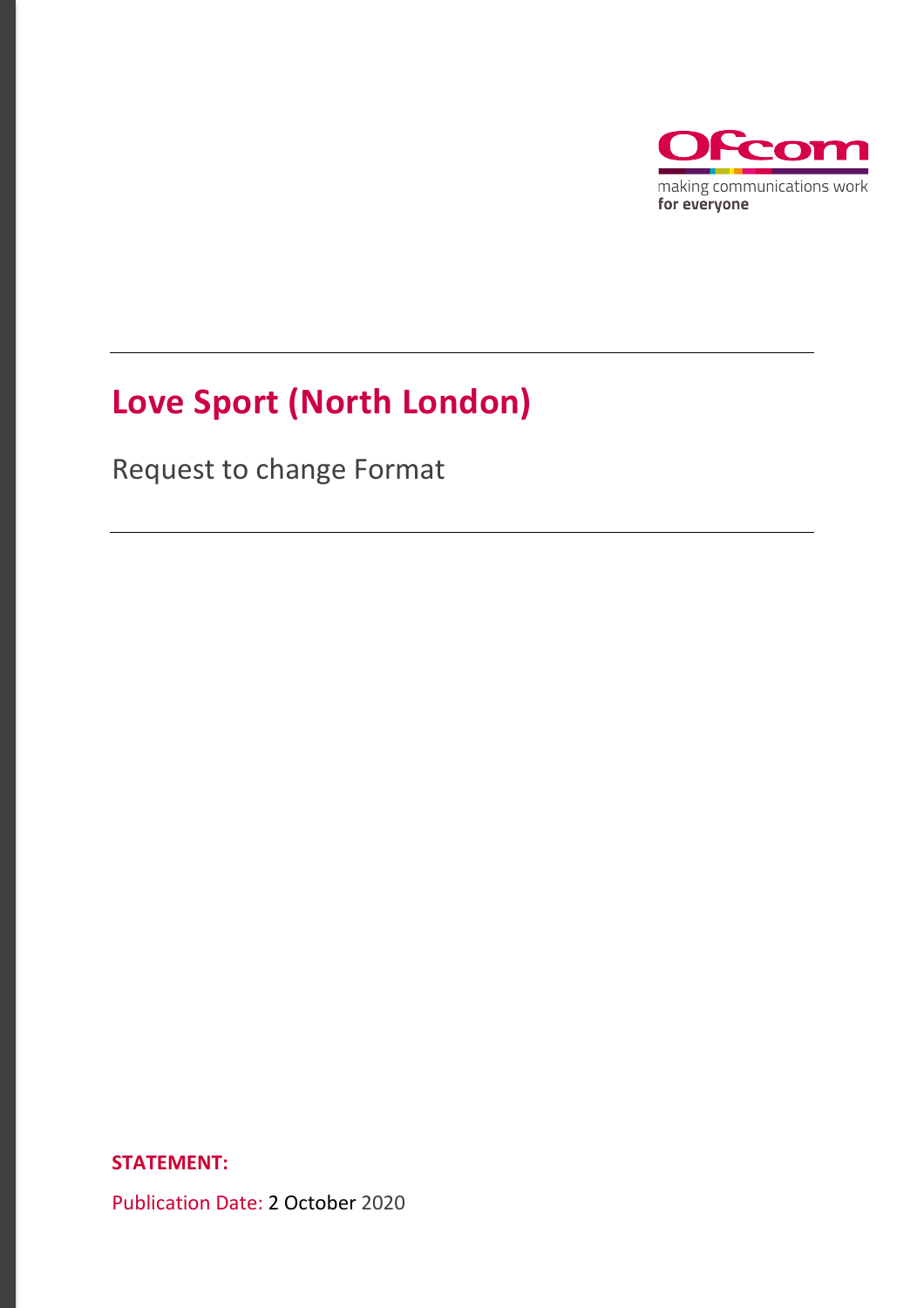# Love Sport (North London)

Request to change Format

**STATEMENT:**

Publication Date: 2 October 2020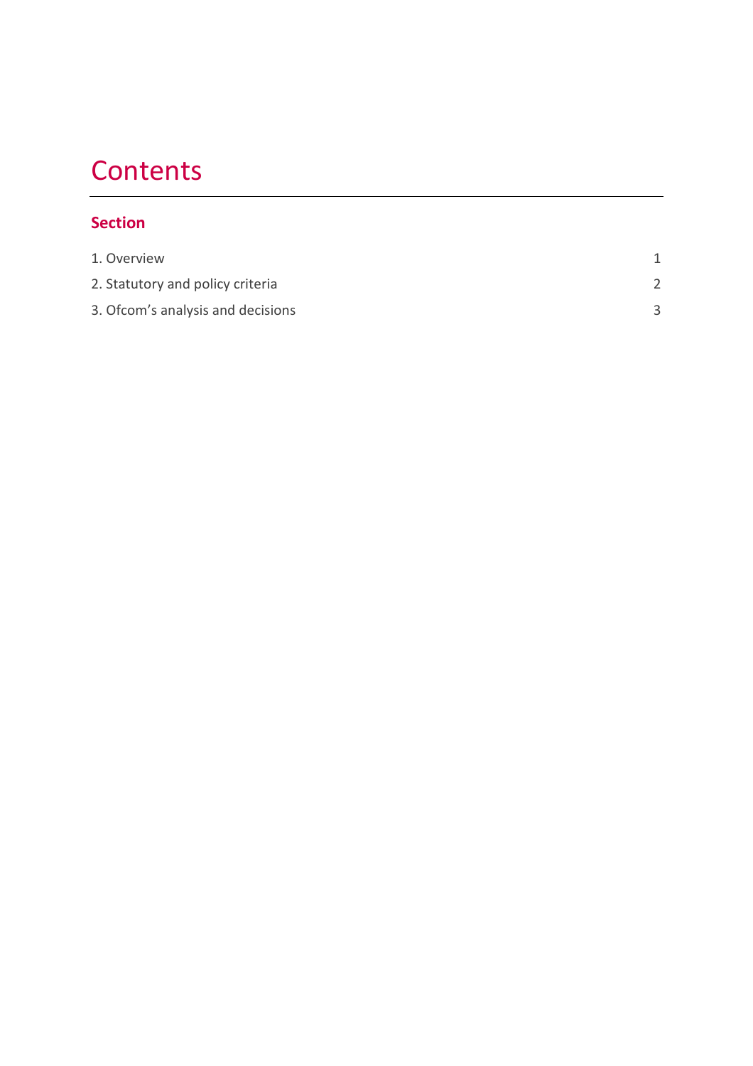# Contents

## Section

1. Overview 1
2. Statutory and policy criteria 2
3. Ofcom's analysis and decisions 3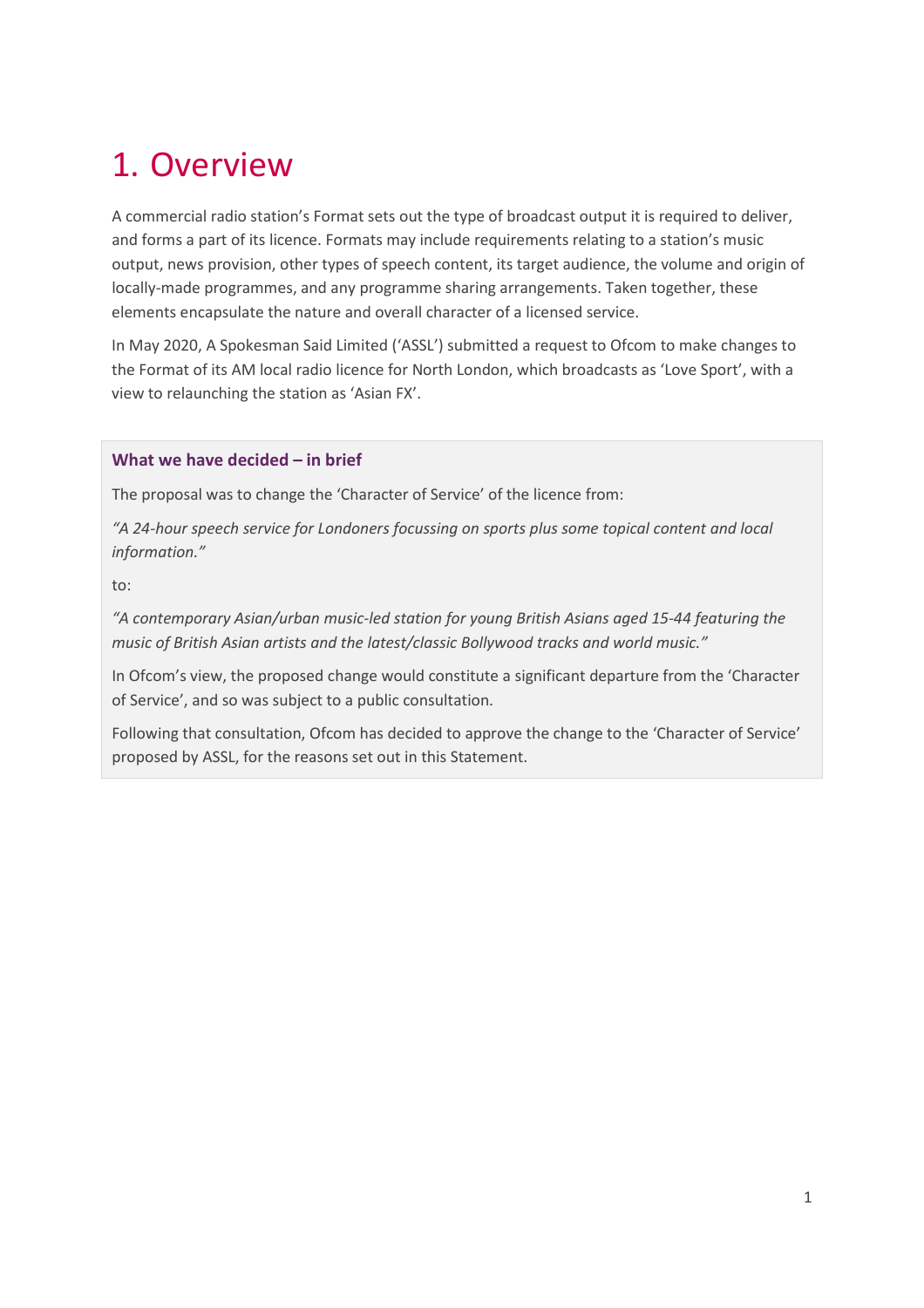# 1. Overview

A commercial radio station's Format sets out the type of broadcast output it is required to deliver, and forms a part of its licence. Formats may include requirements relating to a station's music output, news provision, other types of speech content, its target audience, the volume and origin of locally-made programmes, and any programme sharing arrangements. Taken together, these elements encapsulate the nature and overall character of a licensed service.

In May 2020, A Spokesman Said Limited ('ASSL') submitted a request to Ofcom to make changes to the Format of its AM local radio licence for North London, which broadcasts as 'Love Sport', with a view to relaunching the station as 'Asian FX'.

**What we have decided – in brief**

The proposal was to change the 'Character of Service' of the licence from:

*"A 24-hour speech service for Londoners focussing on sports plus some topical content and local information."*

to:

*"A contemporary Asian/urban music-led station for young British Asians aged 15-44 featuring the music of British Asian artists and the latest/classic Bollywood tracks and world music."*

In Ofcom's view, the proposed change would constitute a significant departure from the 'Character of Service', and so was subject to a public consultation.

Following that consultation, Ofcom has decided to approve the change to the 'Character of Service' proposed by ASSL, for the reasons set out in this Statement.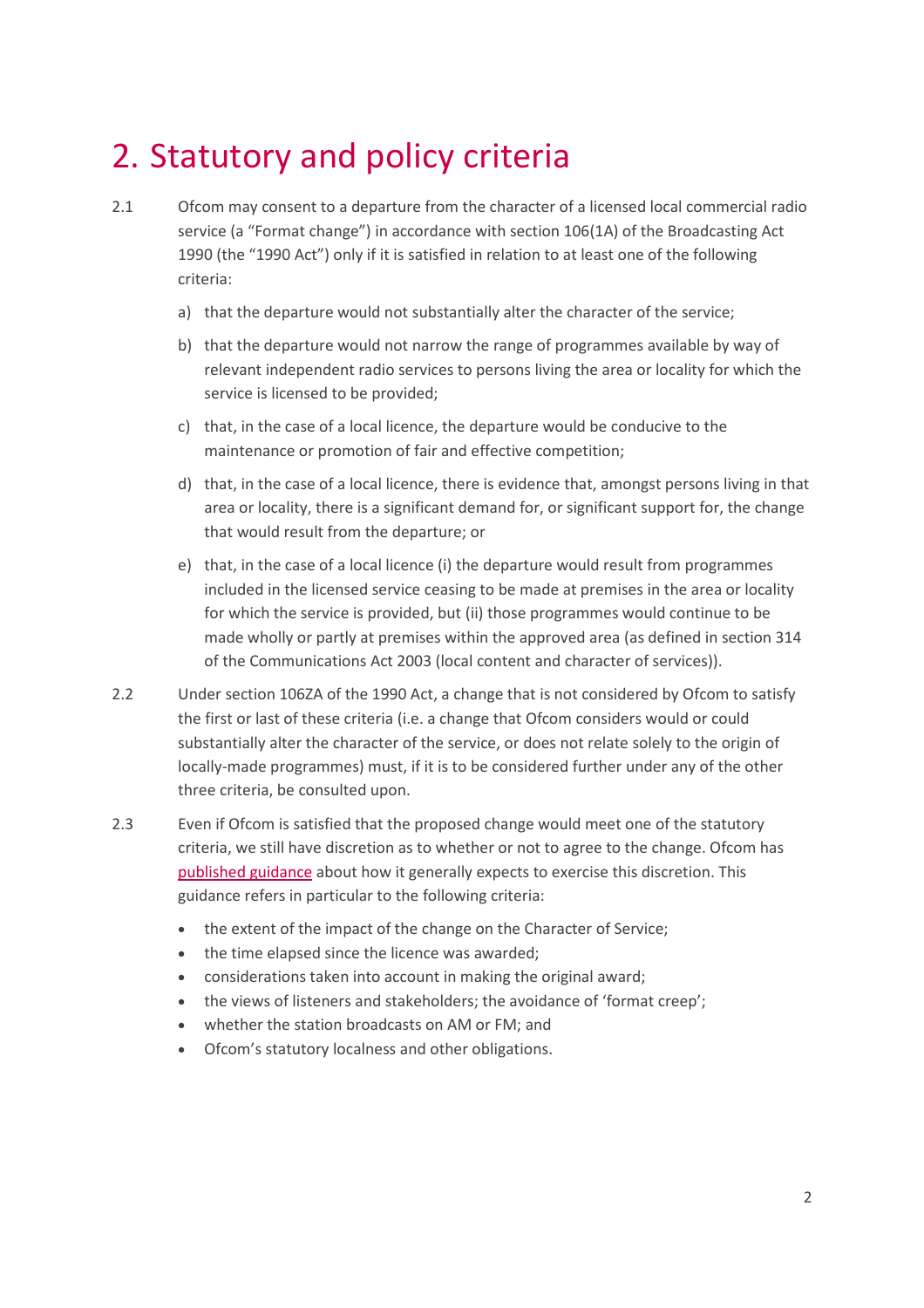# 2. Statutory and policy criteria

2.1 Ofcom may consent to a departure from the character of a licensed local commercial radio service (a "Format change") in accordance with section 106(1A) of the Broadcasting Act 1990 (the "1990 Act") only if it is satisfied in relation to at least one of the following criteria:

a) that the departure would not substantially alter the character of the service;

b) that the departure would not narrow the range of programmes available by way of relevant independent radio services to persons living the area or locality for which the service is licensed to be provided;

c) that, in the case of a local licence, the departure would be conducive to the maintenance or promotion of fair and effective competition;

d) that, in the case of a local licence, there is evidence that, amongst persons living in that area or locality, there is a significant demand for, or significant support for, the change that would result from the departure; or

e) that, in the case of a local licence (i) the departure would result from programmes included in the licensed service ceasing to be made at premises in the area or locality for which the service is provided, but (ii) those programmes would continue to be made wholly or partly at premises within the approved area (as defined in section 314 of the Communications Act 2003 (local content and character of services)).

2.2 Under section 106ZA of the 1990 Act, a change that is not considered by Ofcom to satisfy the first or last of these criteria (i.e. a change that Ofcom considers would or could substantially alter the character of the service, or does not relate solely to the origin of locally-made programmes) must, if it is to be considered further under any of the other three criteria, be consulted upon.

2.3 Even if Ofcom is satisfied that the proposed change would meet one of the statutory criteria, we still have discretion as to whether or not to agree to the change. Ofcom has published guidance about how it generally expects to exercise this discretion. This guidance refers in particular to the following criteria:

- the extent of the impact of the change on the Character of Service;
- the time elapsed since the licence was awarded;
- considerations taken into account in making the original award;
- the views of listeners and stakeholders; the avoidance of 'format creep';
- whether the station broadcasts on AM or FM; and
- Ofcom's statutory localness and other obligations.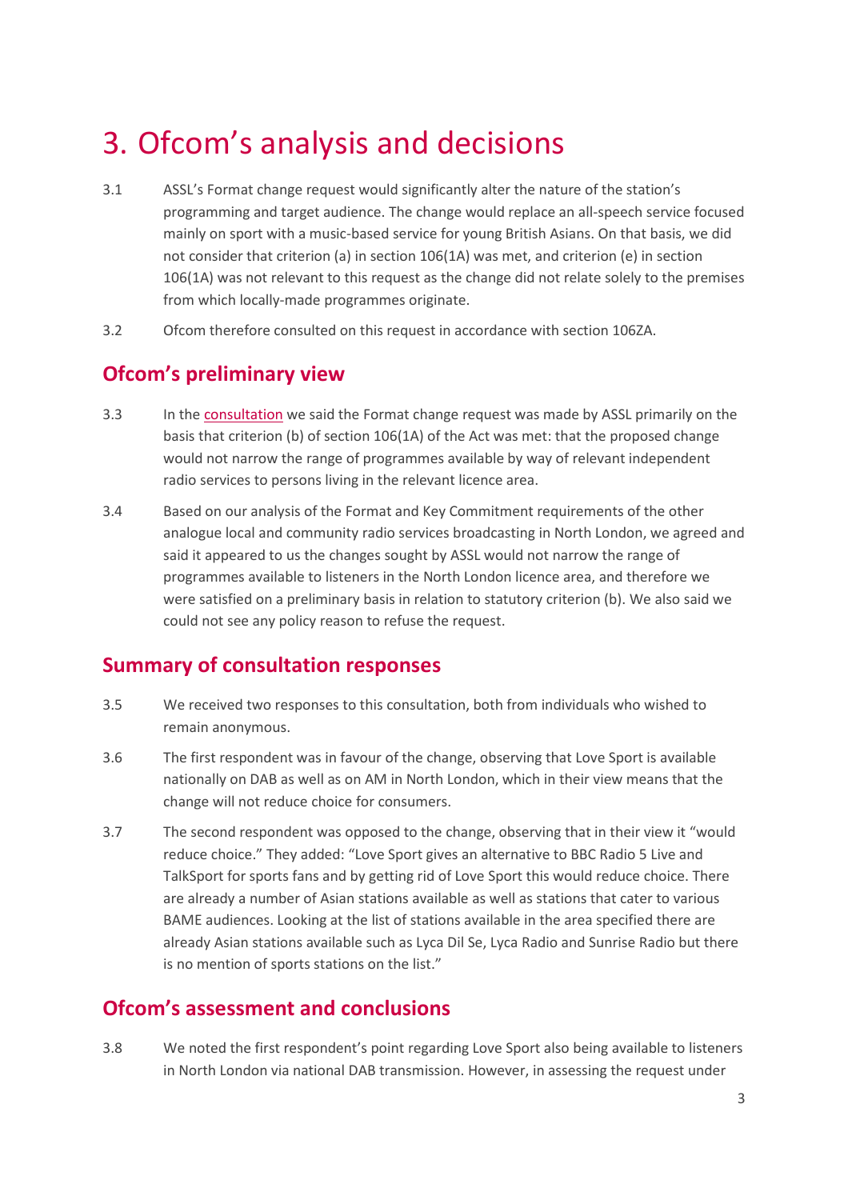# 3. Ofcom's analysis and decisions

3.1 ASSL's Format change request would significantly alter the nature of the station's programming and target audience. The change would replace an all-speech service focused mainly on sport with a music-based service for young British Asians. On that basis, we did not consider that criterion (a) in section 106(1A) was met, and criterion (e) in section 106(1A) was not relevant to this request as the change did not relate solely to the premises from which locally-made programmes originate.

3.2 Ofcom therefore consulted on this request in accordance with section 106ZA.

## Ofcom's preliminary view

3.3 In the consultation we said the Format change request was made by ASSL primarily on the basis that criterion (b) of section 106(1A) of the Act was met: that the proposed change would not narrow the range of programmes available by way of relevant independent radio services to persons living in the relevant licence area.

3.4 Based on our analysis of the Format and Key Commitment requirements of the other analogue local and community radio services broadcasting in North London, we agreed and said it appeared to us the changes sought by ASSL would not narrow the range of programmes available to listeners in the North London licence area, and therefore we were satisfied on a preliminary basis in relation to statutory criterion (b). We also said we could not see any policy reason to refuse the request.

## Summary of consultation responses

3.5 We received two responses to this consultation, both from individuals who wished to remain anonymous.

3.6 The first respondent was in favour of the change, observing that Love Sport is available nationally on DAB as well as on AM in North London, which in their view means that the change will not reduce choice for consumers.

3.7 The second respondent was opposed to the change, observing that in their view it "would reduce choice." They added: "Love Sport gives an alternative to BBC Radio 5 Live and TalkSport for sports fans and by getting rid of Love Sport this would reduce choice. There are already a number of Asian stations available as well as stations that cater to various BAME audiences. Looking at the list of stations available in the area specified there are already Asian stations available such as Lyca Dil Se, Lyca Radio and Sunrise Radio but there is no mention of sports stations on the list."

## Ofcom's assessment and conclusions

3.8 We noted the first respondent's point regarding Love Sport also being available to listeners in North London via national DAB transmission. However, in assessing the request under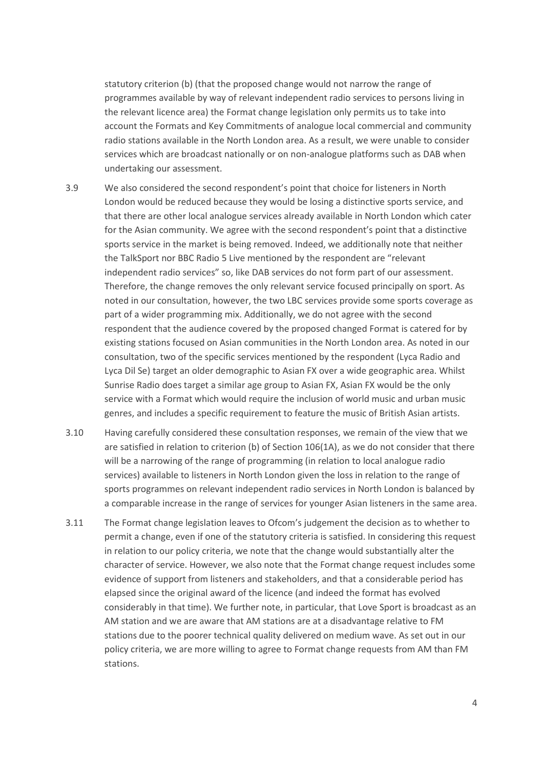statutory criterion (b) (that the proposed change would not narrow the range of programmes available by way of relevant independent radio services to persons living in the relevant licence area) the Format change legislation only permits us to take into account the Formats and Key Commitments of analogue local commercial and community radio stations available in the North London area. As a result, we were unable to consider services which are broadcast nationally or on non-analogue platforms such as DAB when undertaking our assessment.

3.9 We also considered the second respondent's point that choice for listeners in North London would be reduced because they would be losing a distinctive sports service, and that there are other local analogue services already available in North London which cater for the Asian community. We agree with the second respondent's point that a distinctive sports service in the market is being removed. Indeed, we additionally note that neither the TalkSport nor BBC Radio 5 Live mentioned by the respondent are "relevant independent radio services" so, like DAB services do not form part of our assessment. Therefore, the change removes the only relevant service focused principally on sport. As noted in our consultation, however, the two LBC services provide some sports coverage as part of a wider programming mix. Additionally, we do not agree with the second respondent that the audience covered by the proposed changed Format is catered for by existing stations focused on Asian communities in the North London area. As noted in our consultation, two of the specific services mentioned by the respondent (Lyca Radio and Lyca Dil Se) target an older demographic to Asian FX over a wide geographic area. Whilst Sunrise Radio does target a similar age group to Asian FX, Asian FX would be the only service with a Format which would require the inclusion of world music and urban music genres, and includes a specific requirement to feature the music of British Asian artists.

3.10 Having carefully considered these consultation responses, we remain of the view that we are satisfied in relation to criterion (b) of Section 106(1A), as we do not consider that there will be a narrowing of the range of programming (in relation to local analogue radio services) available to listeners in North London given the loss in relation to the range of sports programmes on relevant independent radio services in North London is balanced by a comparable increase in the range of services for younger Asian listeners in the same area.

3.11 The Format change legislation leaves to Ofcom's judgement the decision as to whether to permit a change, even if one of the statutory criteria is satisfied. In considering this request in relation to our policy criteria, we note that the change would substantially alter the character of service. However, we also note that the Format change request includes some evidence of support from listeners and stakeholders, and that a considerable period has elapsed since the original award of the licence (and indeed the format has evolved considerably in that time). We further note, in particular, that Love Sport is broadcast as an AM station and we are aware that AM stations are at a disadvantage relative to FM stations due to the poorer technical quality delivered on medium wave. As set out in our policy criteria, we are more willing to agree to Format change requests from AM than FM stations.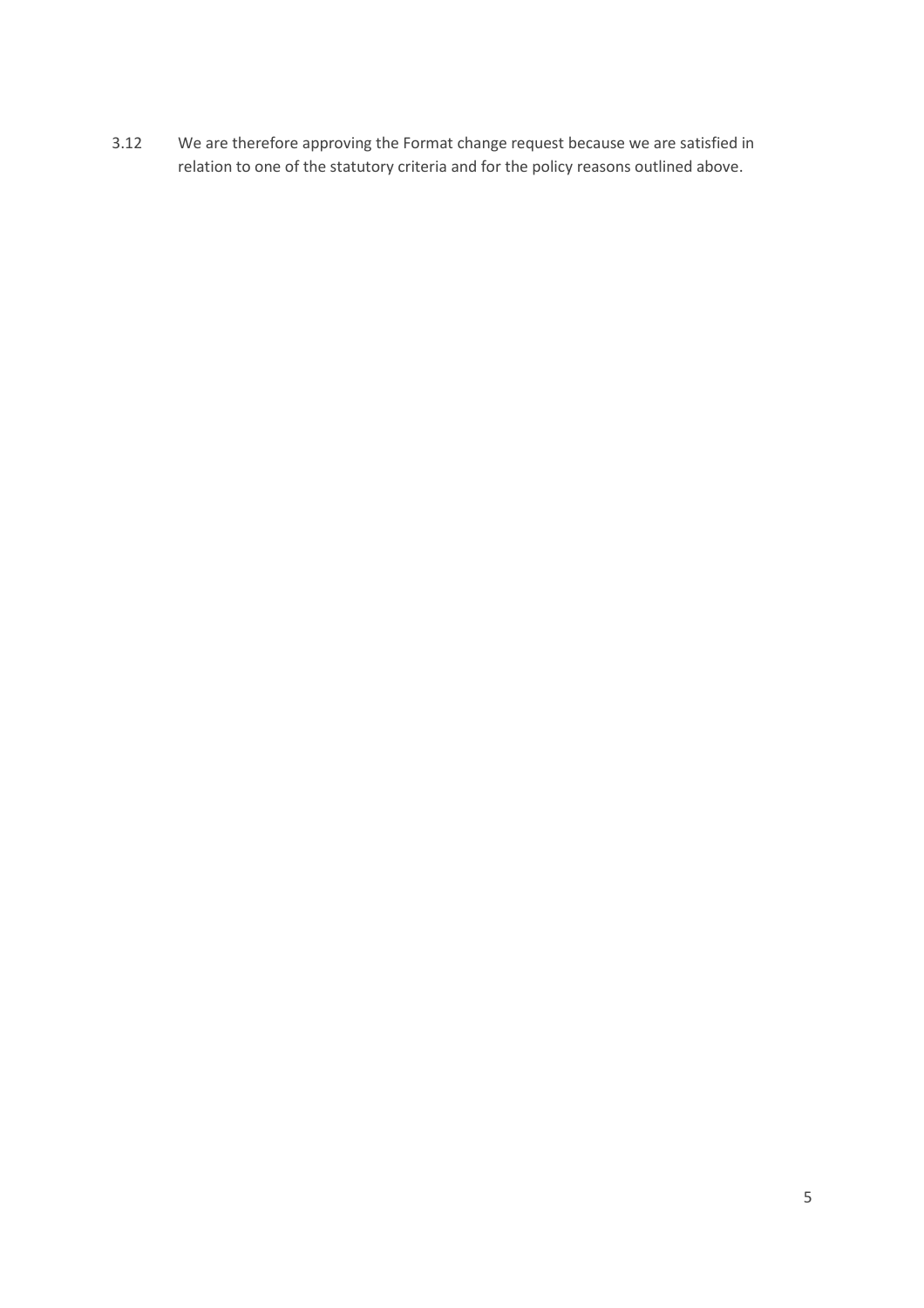3.12 We are therefore approving the Format change request because we are satisfied in relation to one of the statutory criteria and for the policy reasons outlined above.